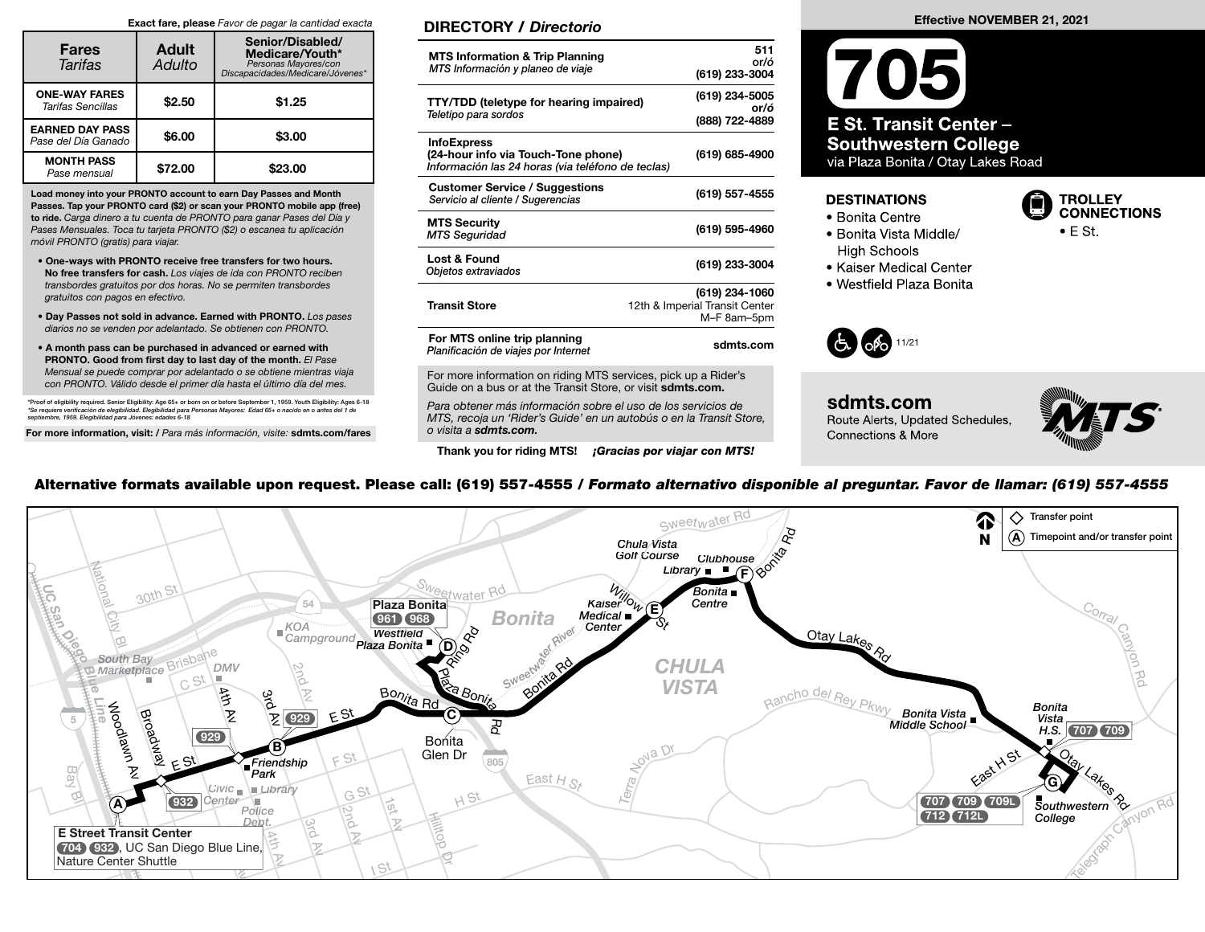**Exact fare, please** *Favor de pagar la cantidad exacta*

| Fares *Tarifas* | Adult *Adulto* | Senior/Disabled/ Medicare/Youth* *Personas Mayores/con Discapacidades/Medicare/Jóvenes** |
|---|---|---|
| **ONE-WAY FARES** *Tarifas Sencillas* | $2.50 | $1.25 |
| **EARNED DAY PASS** *Pase del Día Ganado* | $6.00 | $3.00 |
| **MONTH PASS** *Pase mensual* | $72.00 | $23.00 |

**Load money into your PRONTO account to earn Day Passes and Month Passes. Tap your PRONTO card ($2) or scan your PRONTO mobile app (free) to ride.** *Carga dinero a tu cuenta de PRONTO para ganar Pases del Día y Pases Mensuales. Toca tu tarjeta PRONTO ($2) o escanea tu aplicación móvil PRONTO (gratis) para viajar.*

- **One-ways with PRONTO receive free transfers for two hours. No free transfers for cash.** *Los viajes de ida con PRONTO reciben transbordes gratuitos por dos horas. No se permiten transbordes gratuitos con pagos en efectivo.*
- **Day Passes not sold in advance. Earned with PRONTO.** *Los pases diarios no se venden por adelantado. Se obtienen con PRONTO.*
- **A month pass can be purchased in advanced or earned with PRONTO. Good from first day to last day of the month.** *El Pase Mensual se puede comprar por adelantado o se obtiene mientras viaja con PRONTO. Válido desde el primer día hasta el último día del mes.*

*Proof of eligibility required. Senior Eligibility: Age 65+ or born on or before September 1, 1959. Youth Eligibility: Ages 6-18
*Se requiere verificación de elegibilidad. Elegibilidad para Personas Mayores: Edad 65+ o nacido en o antes del 1 de septiembre, 1959. Elegibilidad para Jóvenes: edades 6-18*

**For more information, visit:** / *Para más información, visite:* **sdmts.com/fares**

## DIRECTORY / *Directorio*

| | |
|---|---|
| **MTS Information & Trip Planning** *MTS Información y planeo de viaje* | 511 or/ó (619) 233-3004 |
| **TTY/TDD (teletype for hearing impaired)** *Teletipo para sordos* | (619) 234-5005 or/ó (888) 722-4889 |
| **InfoExpress (24-hour info via Touch-Tone phone)** *Información las 24 horas (via teléfono de teclas)* | (619) 685-4900 |
| **Customer Service / Suggestions** *Servicio al cliente / Sugerencias* | (619) 557-4555 |
| **MTS Security** *MTS Seguridad* | (619) 595-4960 |
| **Lost & Found** *Objetos extraviados* | (619) 233-3004 |
| **Transit Store** | (619) 234-1060 12th & Imperial Transit Center M–F 8am–5pm |
| **For MTS online trip planning** *Planificación de viajes por Internet* | sdmts.com |

For more information on riding MTS services, pick up a Rider's Guide on a bus or at the Transit Store, or visit **sdmts.com.**

*Para obtener más información sobre el uso de los servicios de MTS, recoja un 'Rider's Guide' en un autobús o en la Transit Store, o visita a **sdmts.com.***

**Thank you for riding MTS!** ***¡Gracias por viajar con MTS!***

**Effective NOVEMBER 21, 2021**

# 705

## E St. Transit Center – Southwestern College

via Plaza Bonita / Otay Lakes Road

### DESTINATIONS

- Bonita Centre
- Bonita Vista Middle/ High Schools
- Kaiser Medical Center
- Westfield Plaza Bonita

### TROLLEY CONNECTIONS

- E St.

11/21

**sdmts.com**
Route Alerts, Updated Schedules, Connections & More

**Alternative formats available upon request. Please call: (619) 557-4555 / *Formato alternativo disponible al preguntar. Favor de llamar: (619) 557-4555***

Transfer point
(A) Timepoint and/or transfer point

- (A) E Street Transit Center — 704, 932, UC San Diego Blue Line, Nature Center Shuttle
- (B) Friendship Park — 929
- (C) Bonita Glen Dr
- (D) Westfield Plaza Bonita — Plaza Bonita 961, 968
- (E) Kaiser Medical Center
- (F) Bonita Centre — Library, Clubhouse
- Bonita Vista H.S. — 707, 709
- (G) Southwestern College — 707, 709, 709L, 712, 712L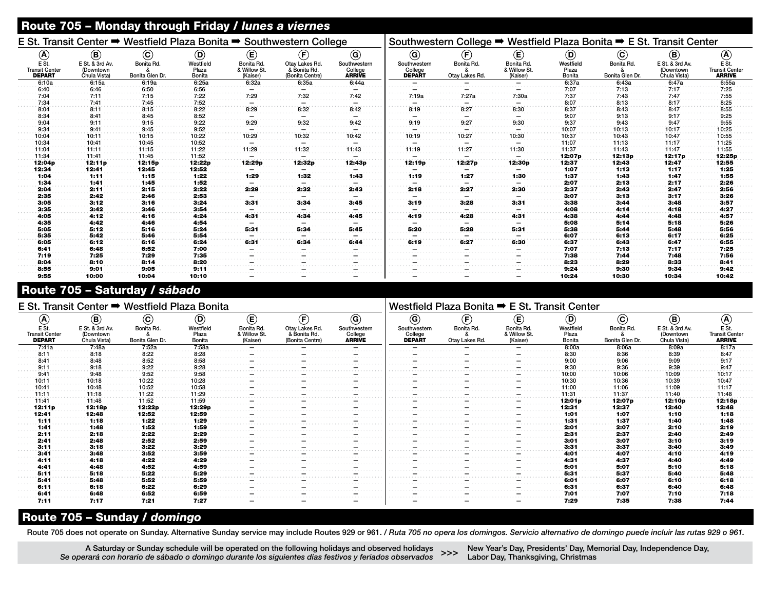## Route 705 – Monday through Friday / *lunes a viernes*

### E St. Transit Center ➡ Westfield Plaza Bonita ➡ Southwestern College

| (A) E St. Transit Center DEPART | (B) E St. & 3rd Av. (Downtown Chula Vista) | (C) Bonita Rd. & Bonita Glen Dr. | (D) Westfield Plaza Bonita | (E) Bonita Rd. & Willow St. (Kaiser) | (F) Otay Lakes Rd. & Bonita Rd. (Bonita Centre) | (G) Southwestern College ARRIVE |
|---|---|---|---|---|---|---|
| 6:10a | 6:15a | 6:19a | 6:25a | 6:32a | 6:35a | 6:44a |
| 6:40 | 6:46 | 6:50 | 6:56 | — | — | — |
| 7:04 | 7:11 | 7:15 | 7:22 | 7:29 | 7:32 | 7:42 |
| 7:34 | 7:41 | 7:45 | 7:52 | — | — | — |
| 8:04 | 8:11 | 8:15 | 8:22 | 8:29 | 8:32 | 8:42 |
| 8:34 | 8:41 | 8:45 | 8:52 | — | — | — |
| 9:04 | 9:11 | 9:15 | 9:22 | 9:29 | 9:32 | 9:42 |
| 9:34 | 9:41 | 9:45 | 9:52 | — | — | — |
| 10:04 | 10:11 | 10:15 | 10:22 | 10:29 | 10:32 | 10:42 |
| 10:34 | 10:41 | 10:45 | 10:52 | — | — | — |
| 11:04 | 11:11 | 11:15 | 11:22 | 11:29 | 11:32 | 11:43 |
| 11:34 | 11:41 | 11:45 | 11:52 | — | — | — |
| **12:04p** | **12:11p** | **12:15p** | **12:22p** | **12:29p** | **12:32p** | **12:43p** |
| **12:34** | **12:41** | **12:45** | **12:52** | — | — | — |
| **1:04** | **1:11** | **1:15** | **1:22** | **1:29** | **1:32** | **1:43** |
| **1:34** | **1:41** | **1:45** | **1:52** | — | — | — |
| **2:04** | **2:11** | **2:15** | **2:22** | **2:29** | **2:32** | **2:43** |
| **2:35** | **2:42** | **2:46** | **2:53** | — | — | — |
| **3:05** | **3:12** | **3:16** | **3:24** | **3:31** | **3:34** | **3:45** |
| **3:35** | **3:42** | **3:46** | **3:54** | — | — | — |
| **4:05** | **4:12** | **4:16** | **4:24** | **4:31** | **4:34** | **4:45** |
| **4:35** | **4:42** | **4:46** | **4:54** | — | — | — |
| **5:05** | **5:12** | **5:16** | **5:24** | **5:31** | **5:34** | **5:45** |
| **5:35** | **5:42** | **5:46** | **5:54** | — | — | — |
| **6:05** | **6:12** | **6:16** | **6:24** | **6:31** | **6:34** | **6:44** |
| **6:41** | **6:48** | **6:52** | **7:00** | — | — | — |
| **7:19** | **7:25** | **7:29** | **7:35** | — | — | — |
| **8:04** | **8:10** | **8:14** | **8:20** | — | — | — |
| **8:55** | **9:01** | **9:05** | **9:11** | — | — | — |
| **9:55** | **10:00** | **10:04** | **10:10** | — | — | — |

### Southwestern College ➡ Westfield Plaza Bonita ➡ E St. Transit Center

| (G) Southwestern College DEPART | (F) Bonita Rd. & Otay Lakes Rd. | (E) Bonita Rd. & Willow St. (Kaiser) | (D) Westfield Plaza Bonita | (C) Bonita Rd. & Bonita Glen Dr. | (B) E St. & 3rd Av. (Downtown Chula Vista) | (A) E St. Transit Center ARRIVE |
|---|---|---|---|---|---|---|
| — | — | — | 6:37a | 6:43a | 6:47a | 6:55a |
| — | — | — | 7:07 | 7:13 | 7:17 | 7:25 |
| 7:19a | 7:27a | 7:30a | 7:37 | 7:43 | 7:47 | 7:55 |
| — | — | — | 8:07 | 8:13 | 8:17 | 8:25 |
| 8:19 | 8:27 | 8:30 | 8:37 | 8:43 | 8:47 | 8:55 |
| — | — | — | 9:07 | 9:13 | 9:17 | 9:25 |
| 9:19 | 9:27 | 9:30 | 9:37 | 9:43 | 9:47 | 9:55 |
| — | — | — | 10:07 | 10:13 | 10:17 | 10:25 |
| 10:19 | 10:27 | 10:30 | 10:37 | 10:43 | 10:47 | 10:55 |
| — | — | — | 11:07 | 11:13 | 11:17 | 11:25 |
| 11:19 | 11:27 | 11:30 | 11:37 | 11:43 | 11:47 | 11:55 |
| — | — | — | **12:07p** | **12:13p** | **12:17p** | **12:25p** |
| **12:19p** | **12:27p** | **12:30p** | **12:37** | **12:43** | **12:47** | **12:55** |
| — | — | — | **1:07** | **1:13** | **1:17** | **1:25** |
| **1:19** | **1:27** | **1:30** | **1:37** | **1:43** | **1:47** | **1:55** |
| — | — | — | **2:07** | **2:13** | **2:17** | **2:26** |
| **2:18** | **2:27** | **2:30** | **2:37** | **2:43** | **2:47** | **2:56** |
| — | — | — | **3:07** | **3:13** | **3:17** | **3:26** |
| **3:19** | **3:28** | **3:31** | **3:38** | **3:44** | **3:48** | **3:57** |
| — | — | — | **4:08** | **4:14** | **4:18** | **4:27** |
| **4:19** | **4:28** | **4:31** | **4:38** | **4:44** | **4:48** | **4:57** |
| — | — | — | **5:08** | **5:14** | **5:18** | **5:26** |
| **5:20** | **5:28** | **5:31** | **5:38** | **5:44** | **5:48** | **5:56** |
| — | — | — | **6:07** | **6:13** | **6:17** | **6:25** |
| **6:19** | **6:27** | **6:30** | **6:37** | **6:43** | **6:47** | **6:55** |
| — | — | — | **7:07** | **7:13** | **7:17** | **7:25** |
| — | — | — | **7:38** | **7:44** | **7:48** | **7:56** |
| — | — | — | **8:23** | **8:29** | **8:33** | **8:41** |
| — | — | — | **9:24** | **9:30** | **9:34** | **9:42** |
| — | — | — | **10:24** | **10:30** | **10:34** | **10:42** |

## Route 705 – Saturday / *sábado*

### E St. Transit Center ➡ Westfield Plaza Bonita

| (A) E St. Transit Center DEPART | (B) E St. & 3rd Av. (Downtown Chula Vista) | (C) Bonita Rd. & Bonita Glen Dr. | (D) Westfield Plaza Bonita | (E) Bonita Rd. & Willow St. (Kaiser) | (F) Otay Lakes Rd. & Bonita Rd. (Bonita Centre) | (G) Southwestern College ARRIVE |
|---|---|---|---|---|---|---|
| 7:41a | 7:48a | 7:52a | 7:58a | — | — | — |
| 8:11 | 8:18 | 8:22 | 8:28 | — | — | — |
| 8:41 | 8:48 | 8:52 | 8:58 | — | — | — |
| 9:11 | 9:18 | 9:22 | 9:28 | — | — | — |
| 9:41 | 9:48 | 9:52 | 9:58 | — | — | — |
| 10:11 | 10:18 | 10:22 | 10:28 | — | — | — |
| 10:41 | 10:48 | 10:52 | 10:58 | — | — | — |
| 11:11 | 11:18 | 11:22 | 11:29 | — | — | — |
| 11:41 | 11:48 | 11:52 | 11:59 | — | — | — |
| **12:11p** | **12:18p** | **12:22p** | **12:29p** | — | — | — |
| **12:41** | **12:48** | **12:52** | **12:59** | — | — | — |
| **1:11** | **1:18** | **1:22** | **1:29** | — | — | — |
| **1:41** | **1:48** | **1:52** | **1:59** | — | — | — |
| **2:11** | **2:18** | **2:22** | **2:29** | — | — | — |
| **2:41** | **2:48** | **2:52** | **2:59** | — | — | — |
| **3:11** | **3:18** | **3:22** | **3:29** | — | — | — |
| **3:41** | **3:48** | **3:52** | **3:59** | — | — | — |
| **4:11** | **4:18** | **4:22** | **4:29** | — | — | — |
| **4:41** | **4:48** | **4:52** | **4:59** | — | — | — |
| **5:11** | **5:18** | **5:22** | **5:29** | — | — | — |
| **5:41** | **5:48** | **5:52** | **5:59** | — | — | — |
| **6:11** | **6:18** | **6:22** | **6:29** | — | — | — |
| **6:41** | **6:48** | **6:52** | **6:59** | — | — | — |
| **7:11** | **7:17** | **7:21** | **7:27** | — | — | — |

### Westfield Plaza Bonita ➡ E St. Transit Center

| (G) Southwestern College DEPART | (F) Bonita Rd. & Otay Lakes Rd. | (E) Bonita Rd. & Willow St. (Kaiser) | (D) Westfield Plaza Bonita | (C) Bonita Rd. & Bonita Glen Dr. | (B) E St. & 3rd Av. (Downtown Chula Vista) | (A) E St. Transit Center ARRIVE |
|---|---|---|---|---|---|---|
| — | — | — | 8:00a | 8:06a | 8:09a | 8:17a |
| — | — | — | 8:30 | 8:36 | 8:39 | 8:47 |
| — | — | — | 9:00 | 9:06 | 9:09 | 9:17 |
| — | — | — | 9:30 | 9:36 | 9:39 | 9:47 |
| — | — | — | 10:00 | 10:06 | 10:09 | 10:17 |
| — | — | — | 10:30 | 10:36 | 10:39 | 10:47 |
| — | — | — | 11:00 | 11:06 | 11:09 | 11:17 |
| — | — | — | 11:31 | 11:37 | 11:40 | 11:48 |
| — | — | — | **12:01p** | **12:07p** | **12:10p** | **12:18p** |
| — | — | — | **12:31** | **12:37** | **12:40** | **12:48** |
| — | — | — | **1:01** | **1:07** | **1:10** | **1:18** |
| — | — | — | **1:31** | **1:37** | **1:40** | **1:48** |
| — | — | — | **2:01** | **2:07** | **2:10** | **2:19** |
| — | — | — | **2:31** | **2:37** | **2:40** | **2:49** |
| — | — | — | **3:01** | **3:07** | **3:10** | **3:19** |
| — | — | — | **3:31** | **3:37** | **3:40** | **3:49** |
| — | — | — | **4:01** | **4:07** | **4:10** | **4:19** |
| — | — | — | **4:31** | **4:37** | **4:40** | **4:49** |
| — | — | — | **5:01** | **5:07** | **5:10** | **5:18** |
| — | — | — | **5:31** | **5:37** | **5:40** | **5:48** |
| — | — | — | **6:01** | **6:07** | **6:10** | **6:18** |
| — | — | — | **6:31** | **6:37** | **6:40** | **6:48** |
| — | — | — | **7:01** | **7:07** | **7:10** | **7:18** |
| — | — | — | **7:29** | **7:35** | **7:38** | **7:44** |

## Route 705 – Sunday / *domingo*

Route 705 does not operate on Sunday. Alternative Sunday service may include Routes 929 or 961. / *Ruta 705 no opera los domingos. Servicio alternativo de domingo puede incluir las rutas 929 o 961.*

A Saturday or Sunday schedule will be operated on the following holidays and observed holidays
*Se operará con horario de sábado o domingo durante los siguientes días festivos y feriados observados* >>> New Year's Day, Presidents' Day, Memorial Day, Independence Day, Labor Day, Thanksgiving, Christmas